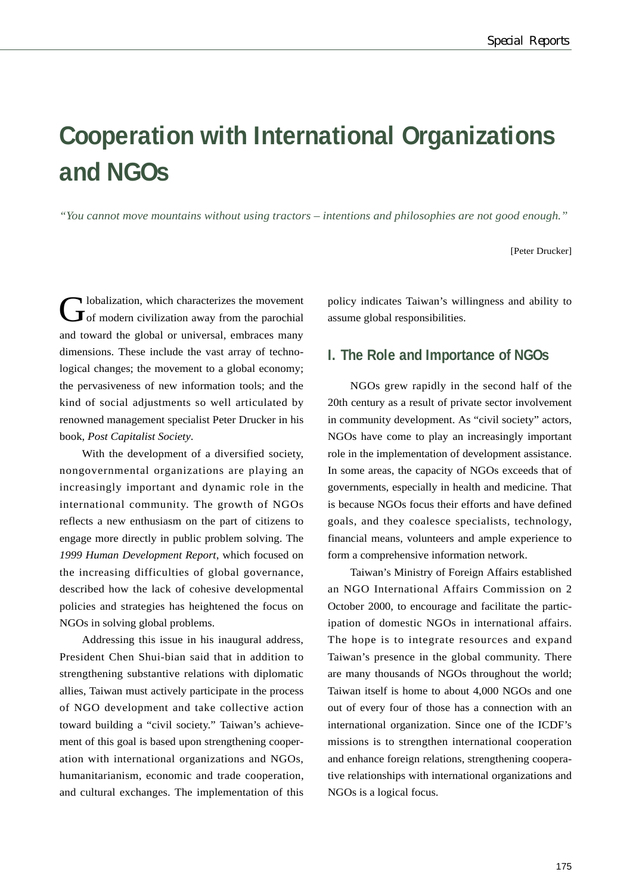# Cooperation with International Organizations and NGOs

*"You cannot move mountains without using tractors – intentions and philosophies are not good enough."*

[Peter Drucker]

Globalization, which characterizes the movement of modern civilization away from the parochial and toward the global or universal, embraces many dimensions. These include the vast array of technological changes; the movement to a global economy; the pervasiveness of new information tools; and the kind of social adjustments so well articulated by renowned management specialist Peter Drucker in his book, *Post Capitalist Society*.

With the development of a diversified society, nongovernmental organizations are playing an increasingly important and dynamic role in the international community. The growth of NGOs reflects a new enthusiasm on the part of citizens to engage more directly in public problem solving. The *1999 Human Development Report*, which focused on the increasing difficulties of global governance, described how the lack of cohesive developmental policies and strategies has heightened the focus on NGOs in solving global problems.

Addressing this issue in his inaugural address, President Chen Shui-bian said that in addition to strengthening substantive relations with diplomatic allies, Taiwan must actively participate in the process of NGO development and take collective action toward building a "civil society." Taiwan's achievement of this goal is based upon strengthening cooperation with international organizations and NGOs, humanitarianism, economic and trade cooperation, and cultural exchanges. The implementation of this policy indicates Taiwan's willingness and ability to assume global responsibilities.

## I. The Role and Importance of NGOs

NGOs grew rapidly in the second half of the 20th century as a result of private sector involvement in community development. As "civil society" actors, NGOs have come to play an increasingly important role in the implementation of development assistance. In some areas, the capacity of NGOs exceeds that of governments, especially in health and medicine. That is because NGOs focus their efforts and have defined goals, and they coalesce specialists, technology, financial means, volunteers and ample experience to form a comprehensive information network.

Taiwan's Ministry of Foreign Affairs established an NGO International Affairs Commission on 2 October 2000, to encourage and facilitate the participation of domestic NGOs in international affairs. The hope is to integrate resources and expand Taiwan's presence in the global community. There are many thousands of NGOs throughout the world; Taiwan itself is home to about 4,000 NGOs and one out of every four of those has a connection with an international organization. Since one of the ICDF's missions is to strengthen international cooperation and enhance foreign relations, strengthening cooperative relationships with international organizations and NGOs is a logical focus.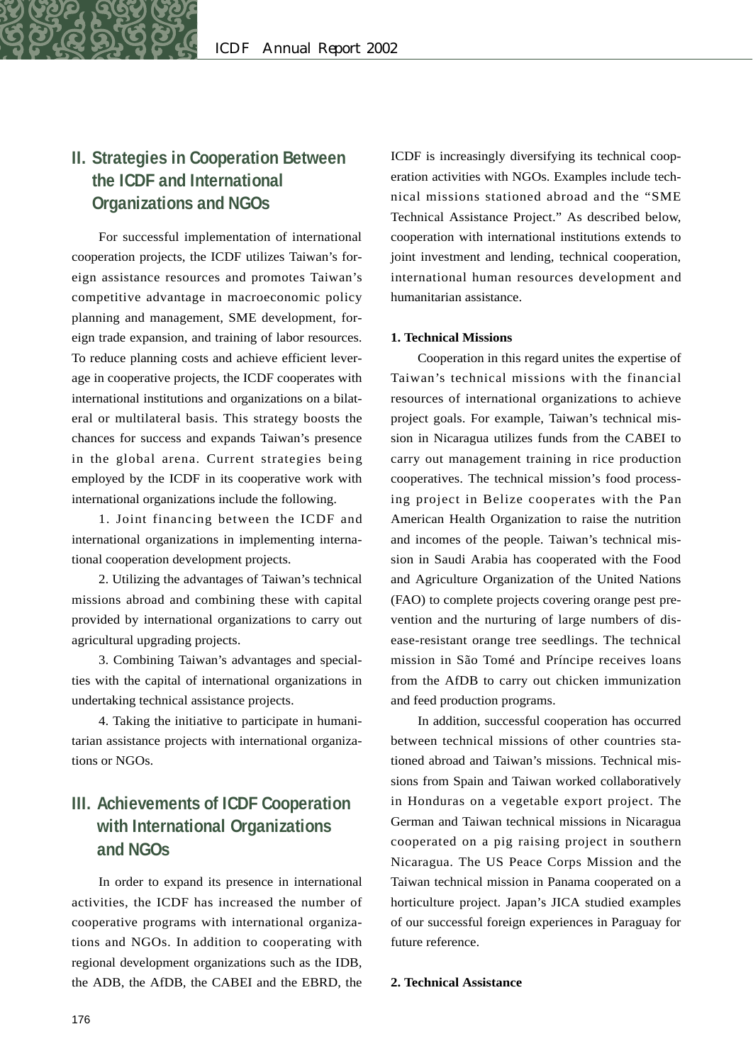## II. Strategies in Cooperation Between the ICDF and International Organizations and NGOs

For successful implementation of international cooperation projects, the ICDF utilizes Taiwan's foreign assistance resources and promotes Taiwan's competitive advantage in macroeconomic policy planning and management, SME development, foreign trade expansion, and training of labor resources. To reduce planning costs and achieve efficient leverage in cooperative projects, the ICDF cooperates with international institutions and organizations on a bilateral or multilateral basis. This strategy boosts the chances for success and expands Taiwan's presence in the global arena. Current strategies being employed by the ICDF in its cooperative work with international organizations include the following.

1. Joint financing between the ICDF and international organizations in implementing international cooperation development projects.

2. Utilizing the advantages of Taiwan's technical missions abroad and combining these with capital provided by international organizations to carry out agricultural upgrading projects.

3. Combining Taiwan's advantages and specialties with the capital of international organizations in undertaking technical assistance projects.

4. Taking the initiative to participate in humanitarian assistance projects with international organizations or NGOs.

## III. Achievements of ICDF Cooperation with International Organizations and NGOs

In order to expand its presence in international activities, the ICDF has increased the number of cooperative programs with international organizations and NGOs. In addition to cooperating with regional development organizations such as the IDB, the ADB, the AfDB, the CABEI and the EBRD, the ICDF is increasingly diversifying its technical cooperation activities with NGOs. Examples include technical missions stationed abroad and the "SME Technical Assistance Project." As described below, cooperation with international institutions extends to joint investment and lending, technical cooperation, international human resources development and humanitarian assistance.

**1. Technical Missions**

Cooperation in this regard unites the expertise of Taiwan's technical missions with the financial resources of international organizations to achieve project goals. For example, Taiwan's technical mission in Nicaragua utilizes funds from the CABEI to carry out management training in rice production cooperatives. The technical mission's food processing project in Belize cooperates with the Pan American Health Organization to raise the nutrition and incomes of the people. Taiwan's technical mission in Saudi Arabia has cooperated with the Food and Agriculture Organization of the United Nations (FAO) to complete projects covering orange pest prevention and the nurturing of large numbers of disease-resistant orange tree seedlings. The technical mission in São Tomé and Príncipe receives loans from the AfDB to carry out chicken immunization and feed production programs.

In addition, successful cooperation has occurred between technical missions of other countries stationed abroad and Taiwan's missions. Technical missions from Spain and Taiwan worked collaboratively in Honduras on a vegetable export project. The German and Taiwan technical missions in Nicaragua cooperated on a pig raising project in southern Nicaragua. The US Peace Corps Mission and the Taiwan technical mission in Panama cooperated on a horticulture project. Japan's JICA studied examples of our successful foreign experiences in Paraguay for future reference.

**2. Technical Assistance**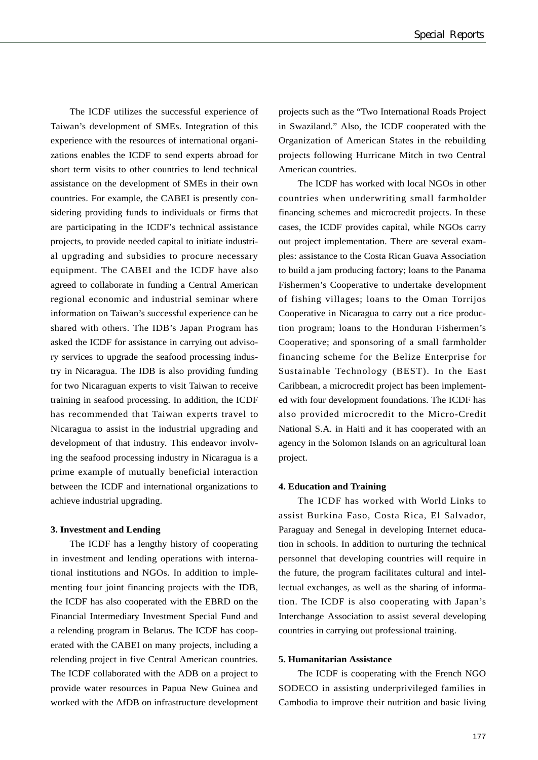The ICDF utilizes the successful experience of Taiwan's development of SMEs. Integration of this experience with the resources of international organizations enables the ICDF to send experts abroad for short term visits to other countries to lend technical assistance on the development of SMEs in their own countries. For example, the CABEI is presently considering providing funds to individuals or firms that are participating in the ICDF's technical assistance projects, to provide needed capital to initiate industrial upgrading and subsidies to procure necessary equipment. The CABEI and the ICDF have also agreed to collaborate in funding a Central American regional economic and industrial seminar where information on Taiwan's successful experience can be shared with others. The IDB's Japan Program has asked the ICDF for assistance in carrying out advisory services to upgrade the seafood processing industry in Nicaragua. The IDB is also providing funding for two Nicaraguan experts to visit Taiwan to receive training in seafood processing. In addition, the ICDF has recommended that Taiwan experts travel to Nicaragua to assist in the industrial upgrading and development of that industry. This endeavor involving the seafood processing industry in Nicaragua is a prime example of mutually beneficial interaction between the ICDF and international organizations to achieve industrial upgrading.

**3. Investment and Lending**

The ICDF has a lengthy history of cooperating in investment and lending operations with international institutions and NGOs. In addition to implementing four joint financing projects with the IDB, the ICDF has also cooperated with the EBRD on the Financial Intermediary Investment Special Fund and a relending program in Belarus. The ICDF has cooperated with the CABEI on many projects, including a relending project in five Central American countries. The ICDF collaborated with the ADB on a project to provide water resources in Papua New Guinea and worked with the AfDB on infrastructure development projects such as the "Two International Roads Project in Swaziland." Also, the ICDF cooperated with the Organization of American States in the rebuilding projects following Hurricane Mitch in two Central American countries.

The ICDF has worked with local NGOs in other countries when underwriting small farmholder financing schemes and microcredit projects. In these cases, the ICDF provides capital, while NGOs carry out project implementation. There are several examples: assistance to the Costa Rican Guava Association to build a jam producing factory; loans to the Panama Fishermen's Cooperative to undertake development of fishing villages; loans to the Oman Torrijos Cooperative in Nicaragua to carry out a rice production program; loans to the Honduran Fishermen's Cooperative; and sponsoring of a small farmholder financing scheme for the Belize Enterprise for Sustainable Technology (BEST). In the East Caribbean, a microcredit project has been implemented with four development foundations. The ICDF has also provided microcredit to the Micro-Credit National S.A. in Haiti and it has cooperated with an agency in the Solomon Islands on an agricultural loan project.

**4. Education and Training**

The ICDF has worked with World Links to assist Burkina Faso, Costa Rica, El Salvador, Paraguay and Senegal in developing Internet education in schools. In addition to nurturing the technical personnel that developing countries will require in the future, the program facilitates cultural and intellectual exchanges, as well as the sharing of information. The ICDF is also cooperating with Japan's Interchange Association to assist several developing countries in carrying out professional training.

**5. Humanitarian Assistance**

The ICDF is cooperating with the French NGO SODECO in assisting underprivileged families in Cambodia to improve their nutrition and basic living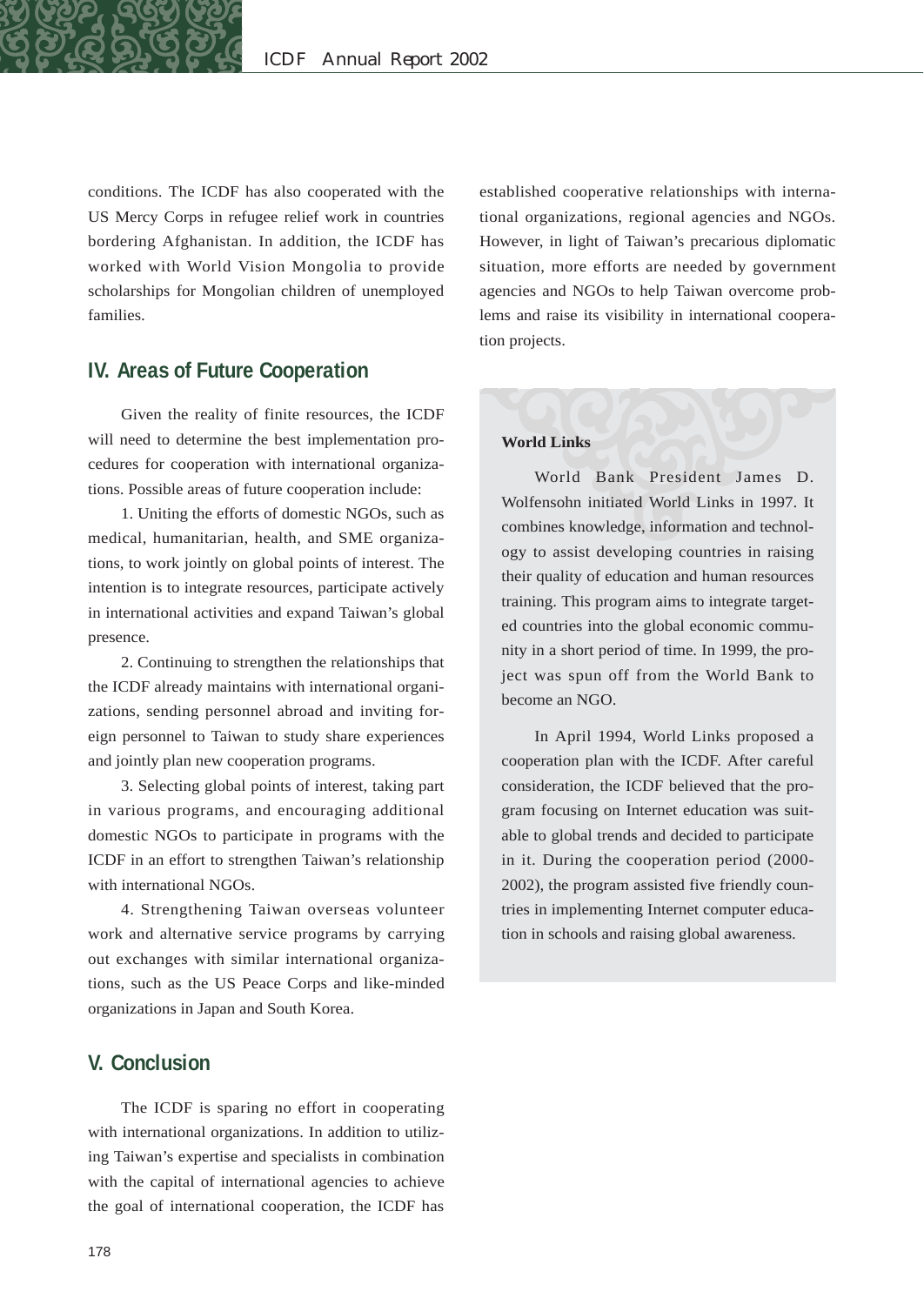conditions. The ICDF has also cooperated with the US Mercy Corps in refugee relief work in countries bordering Afghanistan. In addition, the ICDF has worked with World Vision Mongolia to provide scholarships for Mongolian children of unemployed families.

## IV. Areas of Future Cooperation

Given the reality of finite resources, the ICDF will need to determine the best implementation procedures for cooperation with international organizations. Possible areas of future cooperation include:

1. Uniting the efforts of domestic NGOs, such as medical, humanitarian, health, and SME organizations, to work jointly on global points of interest. The intention is to integrate resources, participate actively in international activities and expand Taiwan's global presence.

2. Continuing to strengthen the relationships that the ICDF already maintains with international organizations, sending personnel abroad and inviting foreign personnel to Taiwan to study share experiences and jointly plan new cooperation programs.

3. Selecting global points of interest, taking part in various programs, and encouraging additional domestic NGOs to participate in programs with the ICDF in an effort to strengthen Taiwan's relationship with international NGOs.

4. Strengthening Taiwan overseas volunteer work and alternative service programs by carrying out exchanges with similar international organizations, such as the US Peace Corps and like-minded organizations in Japan and South Korea.

## V. Conclusion

The ICDF is sparing no effort in cooperating with international organizations. In addition to utilizing Taiwan's expertise and specialists in combination with the capital of international agencies to achieve the goal of international cooperation, the ICDF has established cooperative relationships with international organizations, regional agencies and NGOs. However, in light of Taiwan's precarious diplomatic situation, more efforts are needed by government agencies and NGOs to help Taiwan overcome problems and raise its visibility in international cooperation projects.

**World Links**

World Bank President James D. Wolfensohn initiated World Links in 1997. It combines knowledge, information and technology to assist developing countries in raising their quality of education and human resources training. This program aims to integrate targeted countries into the global economic community in a short period of time. In 1999, the project was spun off from the World Bank to become an NGO.

In April 1994, World Links proposed a cooperation plan with the ICDF. After careful consideration, the ICDF believed that the program focusing on Internet education was suitable to global trends and decided to participate in it. During the cooperation period (2000-2002), the program assisted five friendly countries in implementing Internet computer education in schools and raising global awareness.